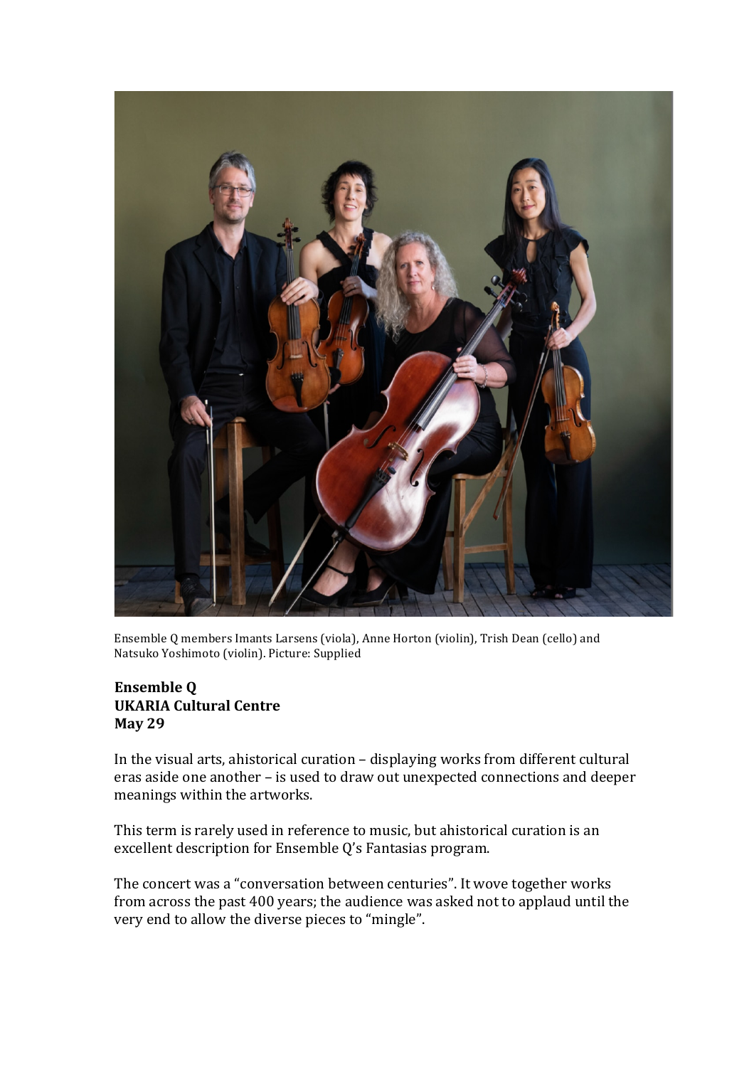Ensemble Q members Imants Larsens (viola), Anne Horton (violin), Trish Dean (cello) and Natsuko Yoshimoto (violin). Picture: Supplied

**Ensemble Q**
**UKARIA Cultural Centre**
**May 29**

In the visual arts, ahistorical curation – displaying works from different cultural eras aside one another – is used to draw out unexpected connections and deeper meanings within the artworks.

This term is rarely used in reference to music, but ahistorical curation is an excellent description for Ensemble Q's Fantasias program.

The concert was a "conversation between centuries". It wove together works from across the past 400 years; the audience was asked not to applaud until the very end to allow the diverse pieces to "mingle".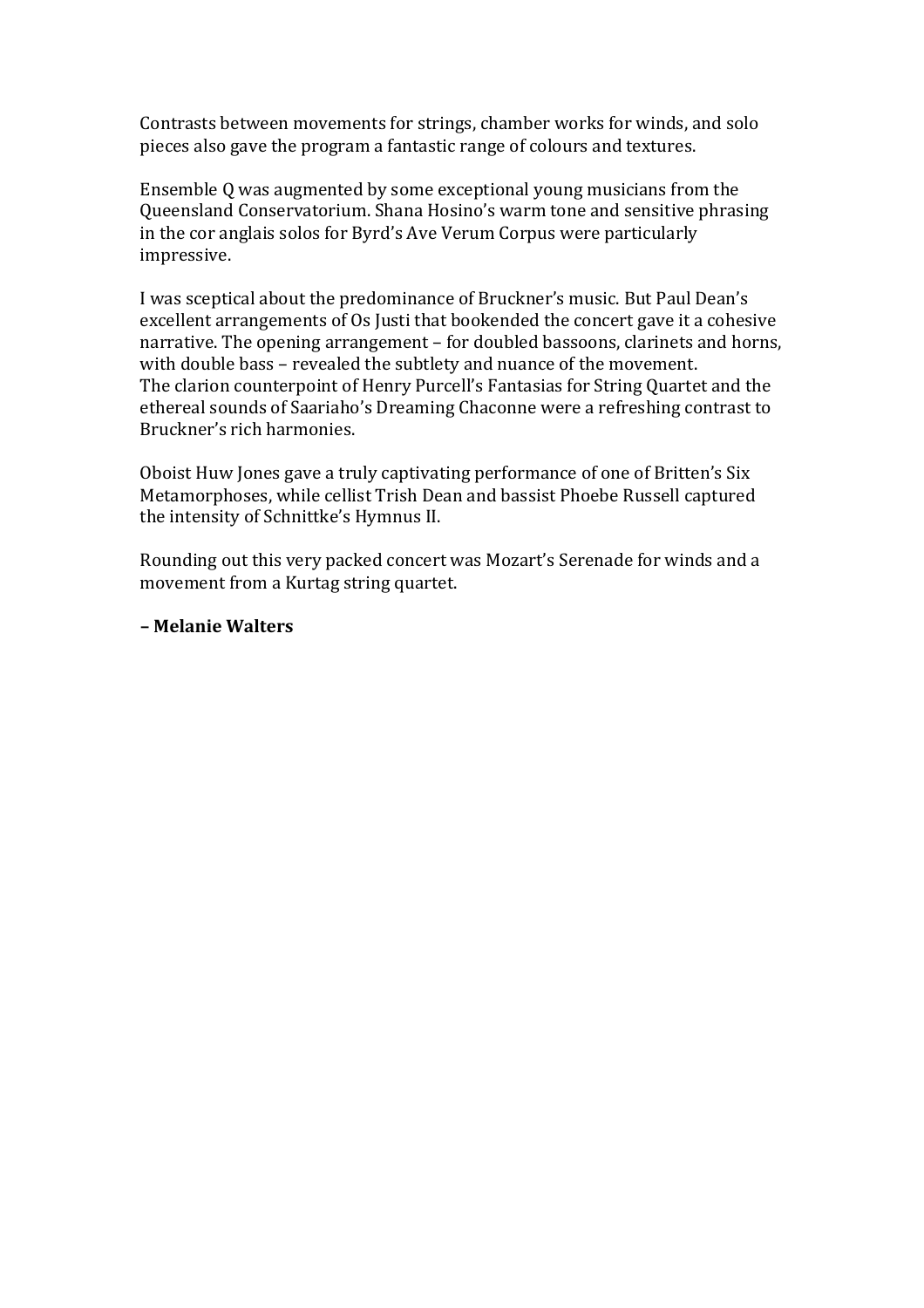Contrasts between movements for strings, chamber works for winds, and solo pieces also gave the program a fantastic range of colours and textures.

Ensemble Q was augmented by some exceptional young musicians from the Queensland Conservatorium. Shana Hosino's warm tone and sensitive phrasing in the cor anglais solos for Byrd's Ave Verum Corpus were particularly impressive.

I was sceptical about the predominance of Bruckner's music. But Paul Dean's excellent arrangements of Os Justi that bookended the concert gave it a cohesive narrative. The opening arrangement – for doubled bassoons, clarinets and horns, with double bass – revealed the subtlety and nuance of the movement.
The clarion counterpoint of Henry Purcell's Fantasias for String Quartet and the ethereal sounds of Saariaho's Dreaming Chaconne were a refreshing contrast to Bruckner's rich harmonies.

Oboist Huw Jones gave a truly captivating performance of one of Britten's Six Metamorphoses, while cellist Trish Dean and bassist Phoebe Russell captured the intensity of Schnittke's Hymnus II.

Rounding out this very packed concert was Mozart's Serenade for winds and a movement from a Kurtag string quartet.

**– Melanie Walters**